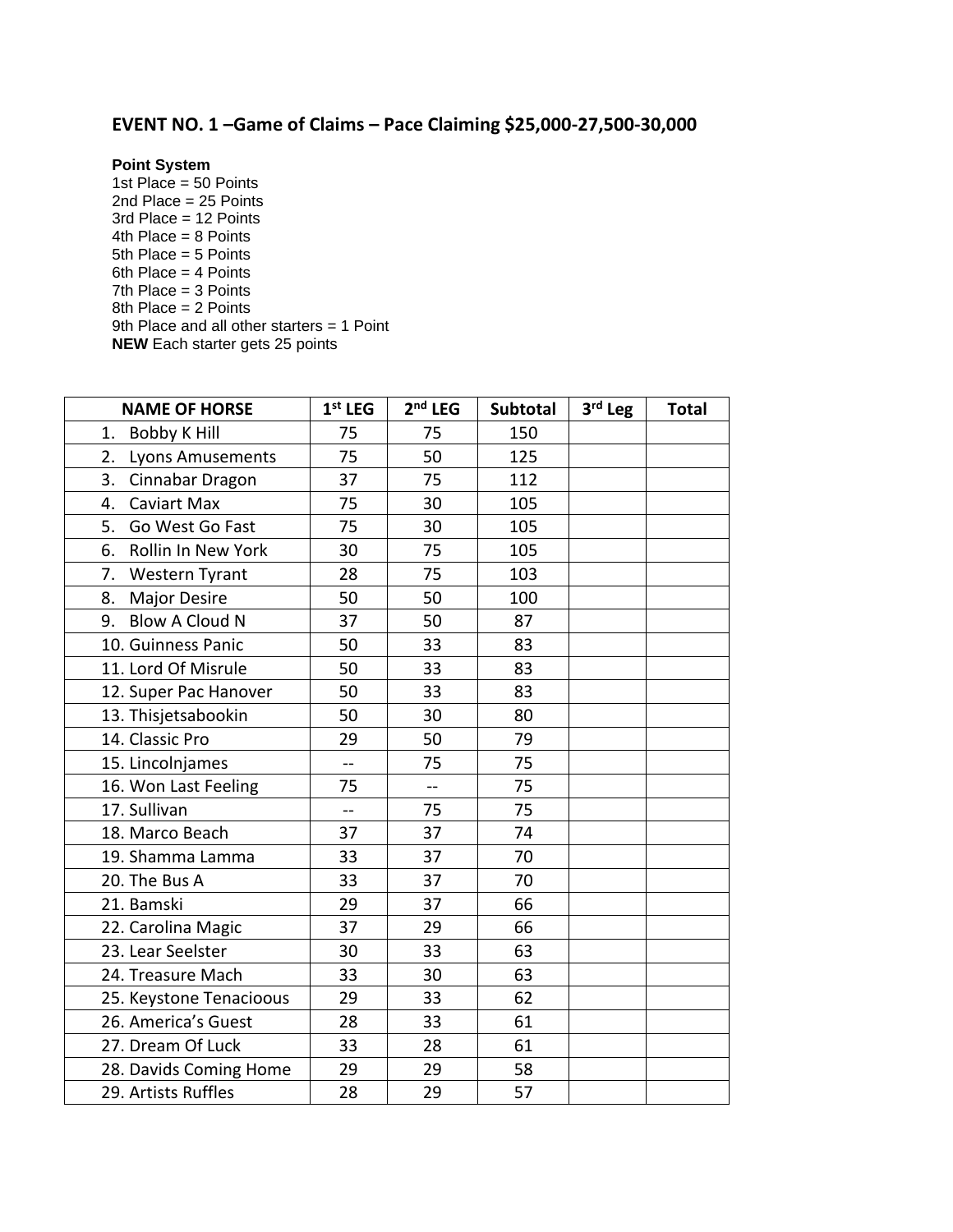## EVENT NO. 1 –Game of Claims – Pace Claiming $25,000-27,500-30,000

**Point System**
1st Place = 50 Points
2nd Place = 25 Points
3rd Place = 12 Points
4th Place = 8 Points
5th Place = 5 Points
6th Place = 4 Points
7th Place = 3 Points
8th Place = 2 Points
9th Place and all other starters = 1 Point
**NEW** Each starter gets 25 points

| NAME OF HORSE | 1st LEG | 2nd LEG | Subtotal | 3rd Leg | Total |
|---|---|---|---|---|---|
| 1. Bobby K Hill | 75 | 75 | 150 | | |
| 2. Lyons Amusements | 75 | 50 | 125 | | |
| 3. Cinnabar Dragon | 37 | 75 | 112 | | |
| 4. Caviart Max | 75 | 30 | 105 | | |
| 5. Go West Go Fast | 75 | 30 | 105 | | |
| 6. Rollin In New York | 30 | 75 | 105 | | |
| 7. Western Tyrant | 28 | 75 | 103 | | |
| 8. Major Desire | 50 | 50 | 100 | | |
| 9. Blow A Cloud N | 37 | 50 | 87 | | |
| 10. Guinness Panic | 50 | 33 | 83 | | |
| 11. Lord Of Misrule | 50 | 33 | 83 | | |
| 12. Super Pac Hanover | 50 | 33 | 83 | | |
| 13. Thisjetsabookin | 50 | 30 | 80 | | |
| 14. Classic Pro | 29 | 50 | 79 | | |
| 15. Lincolnjames | -- | 75 | 75 | | |
| 16. Won Last Feeling | 75 | -- | 75 | | |
| 17. Sullivan | -- | 75 | 75 | | |
| 18. Marco Beach | 37 | 37 | 74 | | |
| 19. Shamma Lamma | 33 | 37 | 70 | | |
| 20. The Bus A | 33 | 37 | 70 | | |
| 21. Bamski | 29 | 37 | 66 | | |
| 22. Carolina Magic | 37 | 29 | 66 | | |
| 23. Lear Seelster | 30 | 33 | 63 | | |
| 24. Treasure Mach | 33 | 30 | 63 | | |
| 25. Keystone Tenacioous | 29 | 33 | 62 | | |
| 26. America's Guest | 28 | 33 | 61 | | |
| 27. Dream Of Luck | 33 | 28 | 61 | | |
| 28. Davids Coming Home | 29 | 29 | 58 | | |
| 29. Artists Ruffles | 28 | 29 | 57 | | |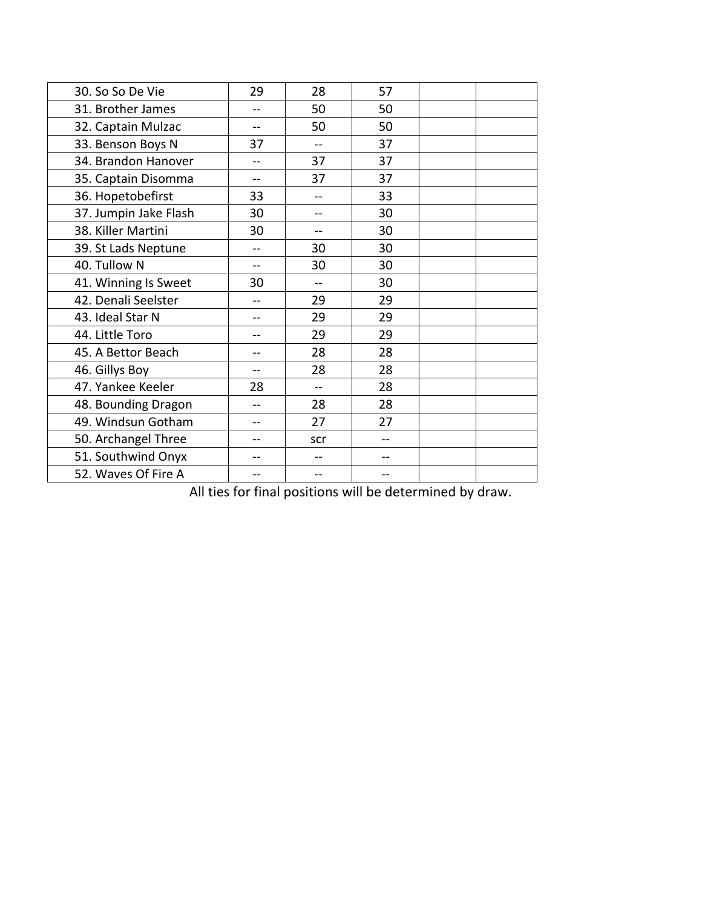| | | | | | |
|---|---|---|---|---|---|
| 30. So So De Vie | 29 | 28 | 57 | | |
| 31. Brother James | -- | 50 | 50 | | |
| 32. Captain Mulzac | -- | 50 | 50 | | |
| 33. Benson Boys N | 37 | -- | 37 | | |
| 34. Brandon Hanover | -- | 37 | 37 | | |
| 35. Captain Disomma | -- | 37 | 37 | | |
| 36. Hopetobefirst | 33 | -- | 33 | | |
| 37. Jumpin Jake Flash | 30 | -- | 30 | | |
| 38. Killer Martini | 30 | -- | 30 | | |
| 39. St Lads Neptune | -- | 30 | 30 | | |
| 40. Tullow N | -- | 30 | 30 | | |
| 41. Winning Is Sweet | 30 | -- | 30 | | |
| 42. Denali Seelster | -- | 29 | 29 | | |
| 43. Ideal Star N | -- | 29 | 29 | | |
| 44. Little Toro | -- | 29 | 29 | | |
| 45. A Bettor Beach | -- | 28 | 28 | | |
| 46. Gillys Boy | -- | 28 | 28 | | |
| 47. Yankee Keeler | 28 | -- | 28 | | |
| 48. Bounding Dragon | -- | 28 | 28 | | |
| 49. Windsun Gotham | -- | 27 | 27 | | |
| 50. Archangel Three | -- | scr | -- | | |
| 51. Southwind Onyx | -- | -- | -- | | |
| 52. Waves Of Fire A | -- | -- | -- | | |

All ties for final positions will be determined by draw.